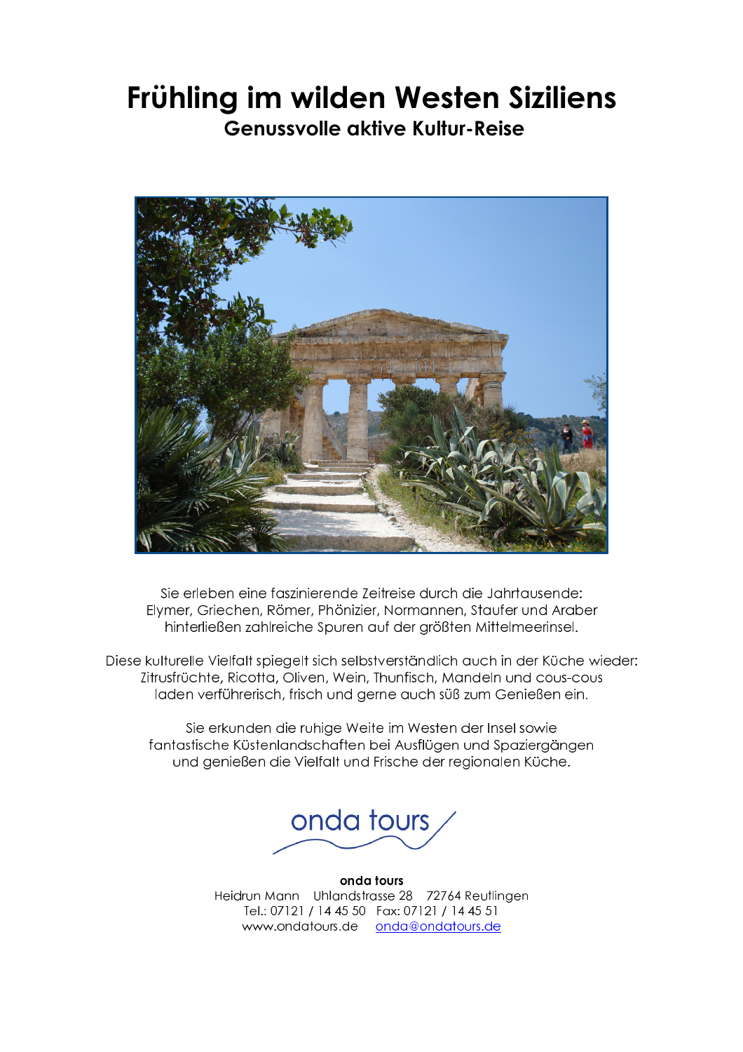# Frühling im wilden Westen Siziliens

## Genussvolle aktive Kultur-Reise

Sie erleben eine faszinierende Zeitreise durch die Jahrtausende:
Elymer, Griechen, Römer, Phönizier, Normannen, Staufer und Araber
hinterließen zahlreiche Spuren auf der größten Mittelmeerinsel.

Diese kulturelle Vielfalt spiegelt sich selbstverständlich auch in der Küche wieder:
Zitrusfrüchte, Ricotta, Oliven, Wein, Thunfisch, Mandeln und cous-cous
laden verführerisch, frisch und gerne auch süß zum Genießen ein.

Sie erkunden die ruhige Weite im Westen der Insel sowie
fantastische Küstenlandschaften bei Ausflügen und Spaziergängen
und genießen die Vielfalt und Frische der regionalen Küche.

onda tours

**onda tours**
Heidrun Mann  Uhlandstrasse 28  72764 Reutlingen
Tel.: 07121 / 14 45 50  Fax: 07121 / 14 45 51
www.ondatours.de  onda@ondatours.de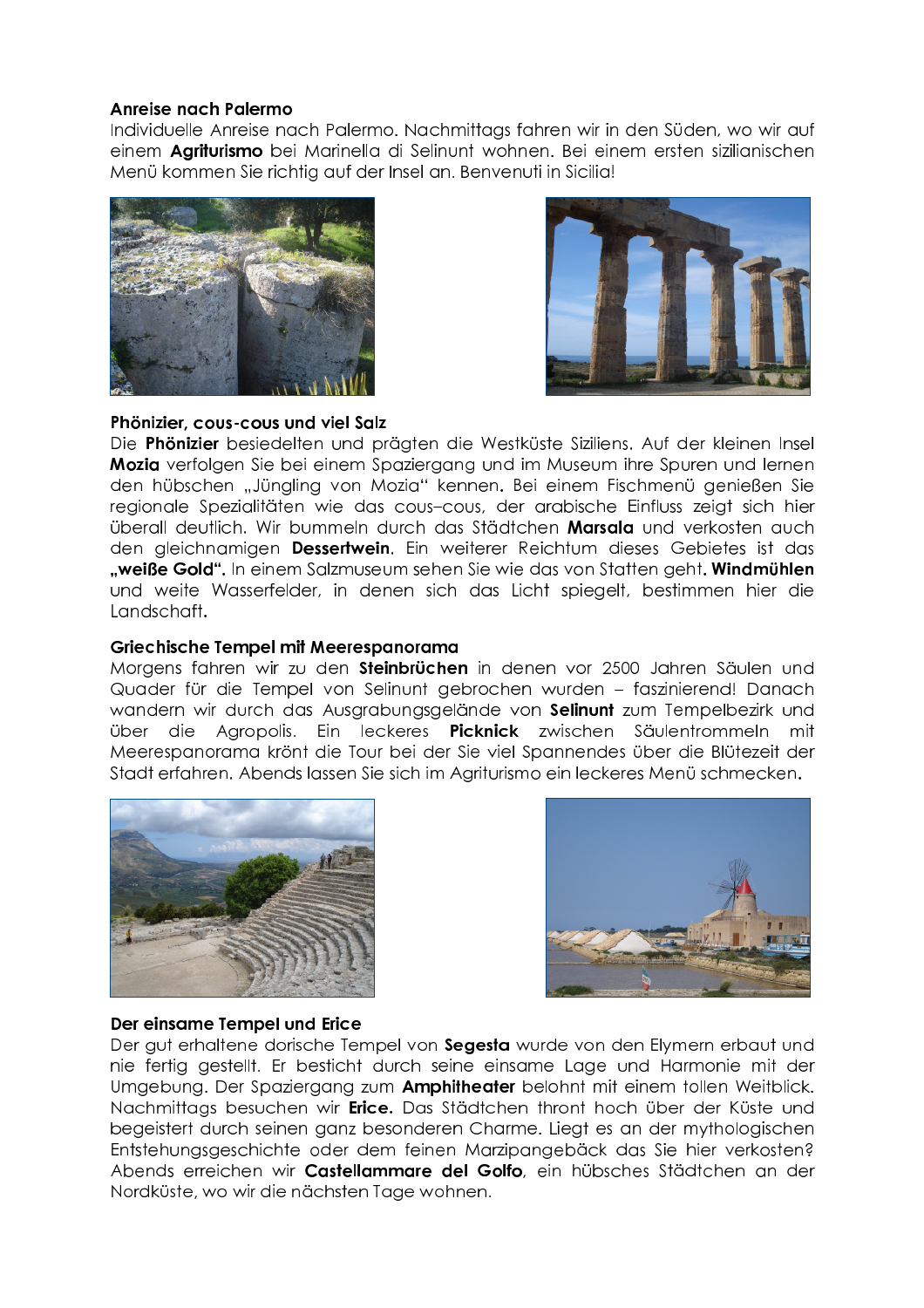**Anreise nach Palermo**

Individuelle Anreise nach Palermo. Nachmittags fahren wir in den Süden, wo wir auf einem **Agriturismo** bei Marinella di Selinunt wohnen. Bei einem ersten sizilianischen Menü kommen Sie richtig auf der Insel an. Benvenuti in Sicilia!

**Phönizier, cous-cous und viel Salz**

Die **Phönizier** besiedelten und prägten die Westküste Siziliens. Auf der kleinen Insel **Mozia** verfolgen Sie bei einem Spaziergang und im Museum ihre Spuren und lernen den hübschen „Jüngling von Mozia" kennen. Bei einem Fischmenü genießen Sie regionale Spezialitäten wie das cous–cous, der arabische Einfluss zeigt sich hier überall deutlich. Wir bummeln durch das Städtchen **Marsala** und verkosten auch den gleichnamigen **Dessertwein**. Ein weiterer Reichtum dieses Gebietes ist das **„weiße Gold".** In einem Salzmuseum sehen Sie wie das von Statten geht. **Windmühlen** und weite Wasserfelder, in denen sich das Licht spiegelt, bestimmen hier die Landschaft.

**Griechische Tempel mit Meerespanorama**

Morgens fahren wir zu den **Steinbrüchen** in denen vor 2500 Jahren Säulen und Quader für die Tempel von Selinunt gebrochen wurden – faszinierend! Danach wandern wir durch das Ausgrabungsgelände von **Selinunt** zum Tempelbezirk und über die Agropolis. Ein leckeres **Picknick** zwischen Säulentrommeln mit Meerespanorama krönt die Tour bei der Sie viel Spannendes über die Blütezeit der Stadt erfahren. Abends lassen Sie sich im Agriturismo ein leckeres Menü schmecken.

**Der einsame Tempel und Erice**

Der gut erhaltene dorische Tempel von **Segesta** wurde von den Elymern erbaut und nie fertig gestellt. Er besticht durch seine einsame Lage und Harmonie mit der Umgebung. Der Spaziergang zum **Amphitheater** belohnt mit einem tollen Weitblick. Nachmittags besuchen wir **Erice.** Das Städtchen thront hoch über der Küste und begeistert durch seinen ganz besonderen Charme. Liegt es an der mythologischen Entstehungsgeschichte oder dem feinen Marzipangebäck das Sie hier verkosten? Abends erreichen wir **Castellammare del Golfo**, ein hübsches Städtchen an der Nordküste, wo wir die nächsten Tage wohnen.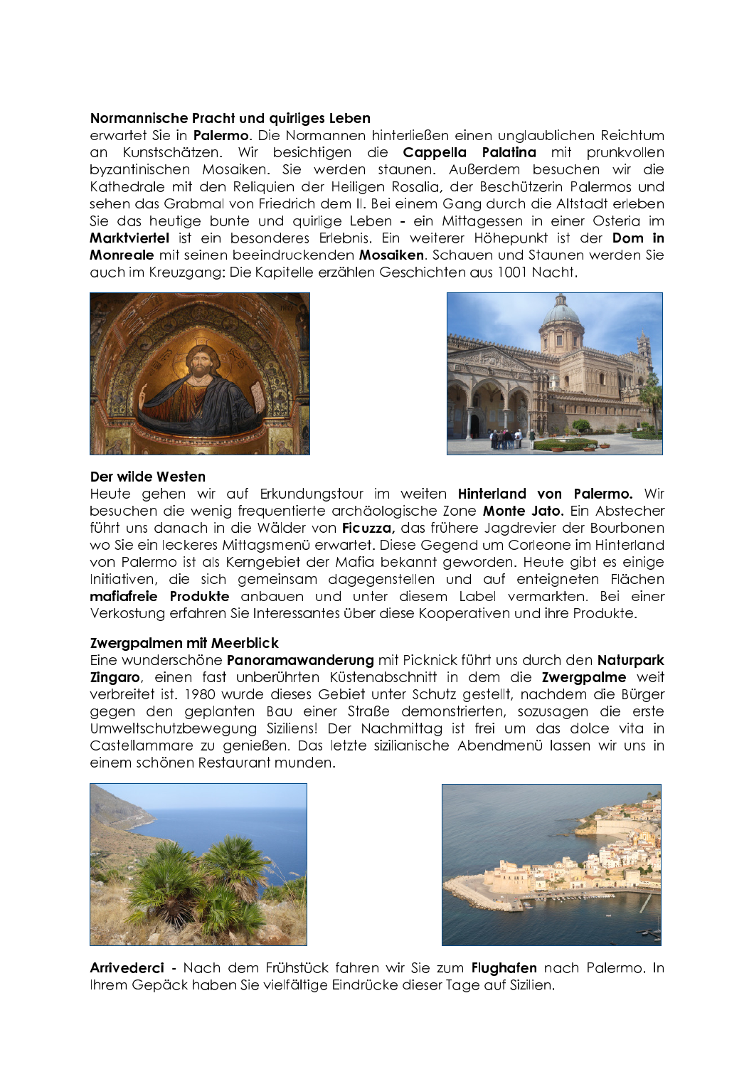**Normannische Pracht und quirliges Leben**
erwartet Sie in **Palermo**. Die Normannen hinterließen einen unglaublichen Reichtum an Kunstschätzen. Wir besichtigen die **Cappella Palatina** mit prunkvollen byzantinischen Mosaiken. Sie werden staunen. Außerdem besuchen wir die Kathedrale mit den Reliquien der Heiligen Rosalia, der Beschützerin Palermos und sehen das Grabmal von Friedrich dem II. Bei einem Gang durch die Altstadt erleben Sie das heutige bunte und quirlige Leben - ein Mittagessen in einer Osteria im **Marktviertel** ist ein besonderes Erlebnis. Ein weiterer Höhepunkt ist der **Dom in Monreale** mit seinen beeindruckenden **Mosaiken**. Schauen und Staunen werden Sie auch im Kreuzgang: Die Kapitelle erzählen Geschichten aus 1001 Nacht.

**Der wilde Westen**
Heute gehen wir auf Erkundungstour im weiten **Hinterland von Palermo.** Wir besuchen die wenig frequentierte archäologische Zone **Monte Jato.** Ein Abstecher führt uns danach in die Wälder von **Ficuzza,** das frühere Jagdrevier der Bourbonen wo Sie ein leckeres Mittagsmenü erwartet. Diese Gegend um Corleone im Hinterland von Palermo ist als Kerngebiet der Mafia bekannt geworden. Heute gibt es einige Initiativen, die sich gemeinsam dagegenstellen und auf enteigneten Flächen **mafiafreie Produkte** anbauen und unter diesem Label vermarkten. Bei einer Verkostung erfahren Sie Interessantes über diese Kooperativen und ihre Produkte.

**Zwergpalmen mit Meerblick**
Eine wunderschöne **Panoramawanderung** mit Picknick führt uns durch den **Naturpark Zingaro**, einen fast unberührten Küstenabschnitt in dem die **Zwergpalme** weit verbreitet ist. 1980 wurde dieses Gebiet unter Schutz gestellt, nachdem die Bürger gegen den geplanten Bau einer Straße demonstrierten, sozusagen die erste Umweltschutzbewegung Siziliens! Der Nachmittag ist frei um das dolce vita in Castellammare zu genießen. Das letzte sizilianische Abendmenü lassen wir uns in einem schönen Restaurant munden.

**Arrivederci** - Nach dem Frühstück fahren wir Sie zum **Flughafen** nach Palermo. In Ihrem Gepäck haben Sie vielfältige Eindrücke dieser Tage auf Sizilien.